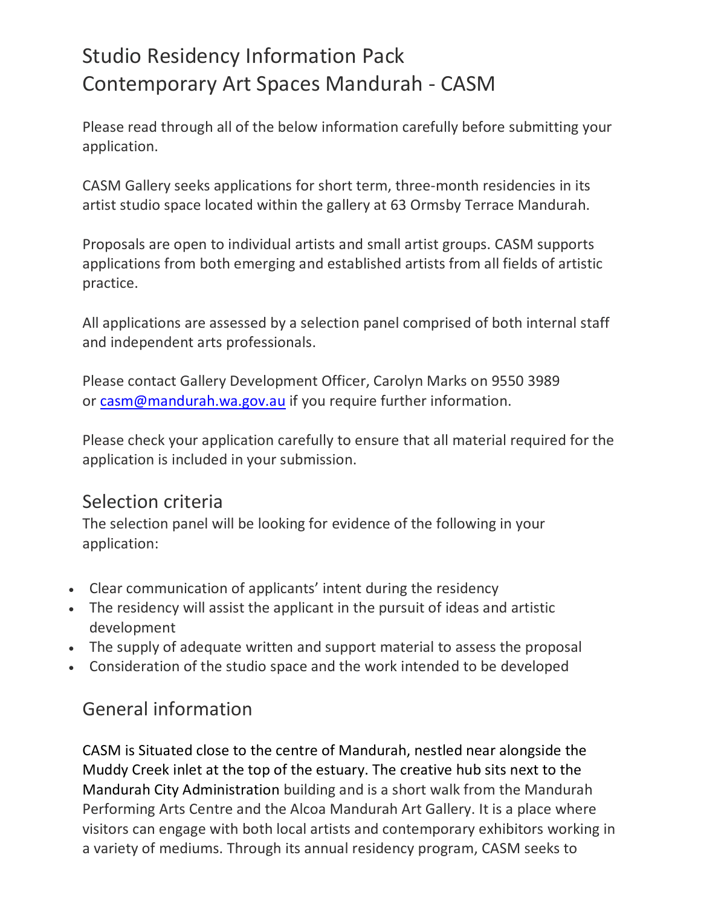# Studio Residency Information Pack
# Contemporary Art Spaces Mandurah - CASM

Please read through all of the below information carefully before submitting your application.

CASM Gallery seeks applications for short term, three-month residencies in its artist studio space located within the gallery at 63 Ormsby Terrace Mandurah.

Proposals are open to individual artists and small artist groups. CASM supports applications from both emerging and established artists from all fields of artistic practice.

All applications are assessed by a selection panel comprised of both internal staff and independent arts professionals.

Please contact Gallery Development Officer, Carolyn Marks on 9550 3989 or casm@mandurah.wa.gov.au if you require further information.

Please check your application carefully to ensure that all material required for the application is included in your submission.

## Selection criteria

The selection panel will be looking for evidence of the following in your application:

- Clear communication of applicants' intent during the residency
- The residency will assist the applicant in the pursuit of ideas and artistic development
- The supply of adequate written and support material to assess the proposal
- Consideration of the studio space and the work intended to be developed

## General information

CASM is Situated close to the centre of Mandurah, nestled near alongside the Muddy Creek inlet at the top of the estuary. The creative hub sits next to the Mandurah City Administration building and is a short walk from the Mandurah Performing Arts Centre and the Alcoa Mandurah Art Gallery. It is a place where visitors can engage with both local artists and contemporary exhibitors working in a variety of mediums. Through its annual residency program, CASM seeks to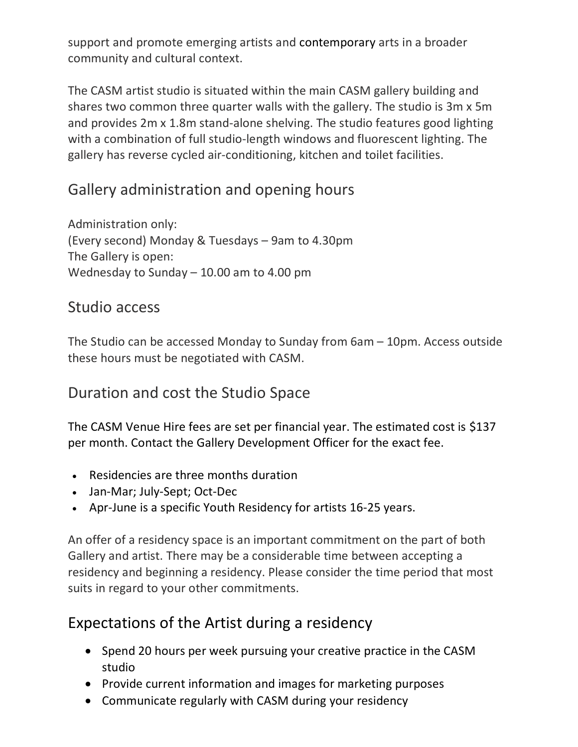support and promote emerging artists and contemporary arts in a broader community and cultural context.

The CASM artist studio is situated within the main CASM gallery building and shares two common three quarter walls with the gallery. The studio is 3m x 5m and provides 2m x 1.8m stand-alone shelving. The studio features good lighting with a combination of full studio-length windows and fluorescent lighting. The gallery has reverse cycled air-conditioning, kitchen and toilet facilities.

## Gallery administration and opening hours

Administration only:
(Every second) Monday & Tuesdays – 9am to 4.30pm
The Gallery is open:
Wednesday to Sunday – 10.00 am to 4.00 pm

## Studio access

The Studio can be accessed Monday to Sunday from 6am – 10pm. Access outside these hours must be negotiated with CASM.

## Duration and cost the Studio Space

The CASM Venue Hire fees are set per financial year. The estimated cost is $137 per month. Contact the Gallery Development Officer for the exact fee.

- Residencies are three months duration
- Jan-Mar; July-Sept; Oct-Dec
- Apr-June is a specific Youth Residency for artists 16-25 years.

An offer of a residency space is an important commitment on the part of both Gallery and artist. There may be a considerable time between accepting a residency and beginning a residency. Please consider the time period that most suits in regard to your other commitments.

## Expectations of the Artist during a residency

- Spend 20 hours per week pursuing your creative practice in the CASM studio
- Provide current information and images for marketing purposes
- Communicate regularly with CASM during your residency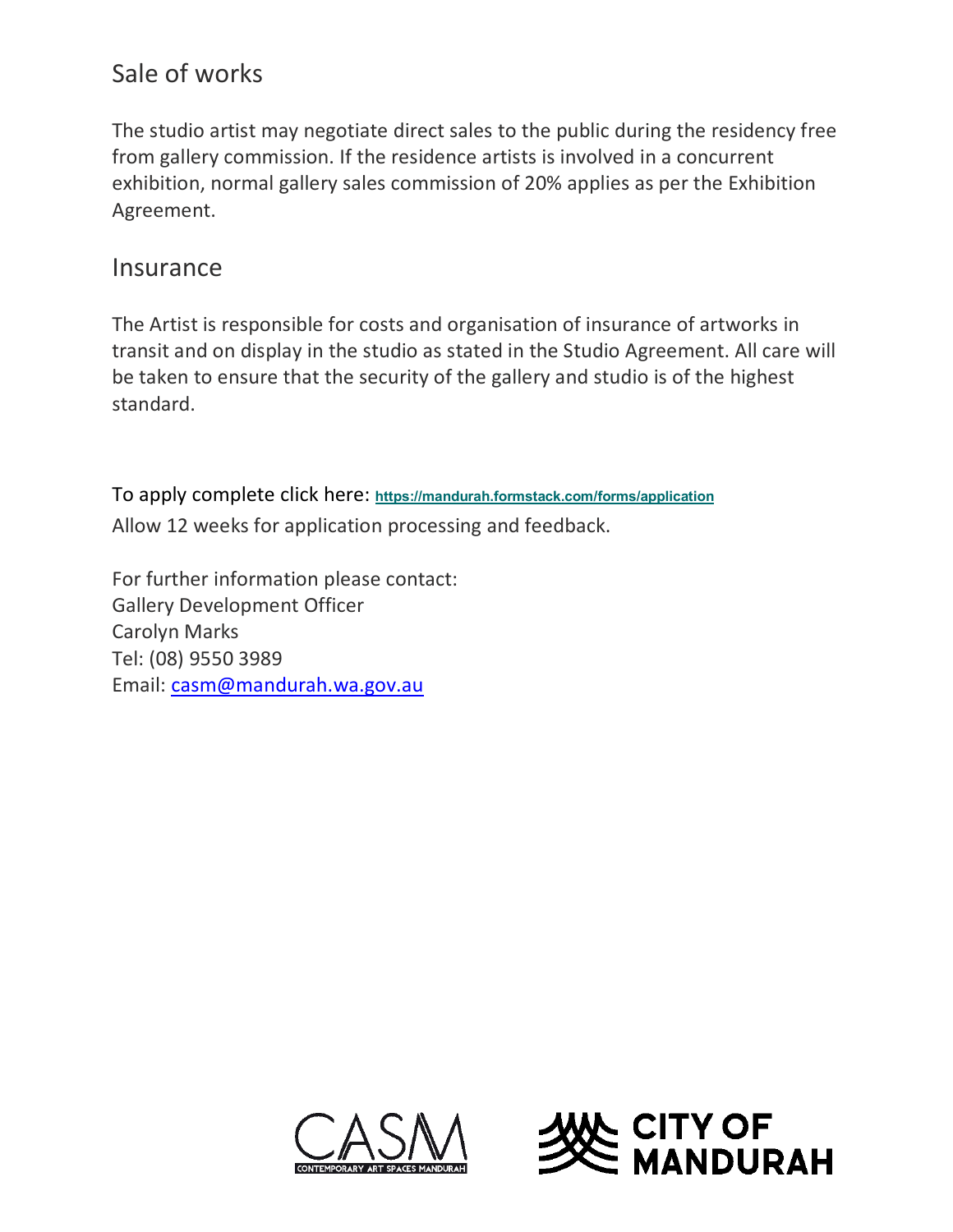## Sale of works

The studio artist may negotiate direct sales to the public during the residency free from gallery commission. If the residence artists is involved in a concurrent exhibition, normal gallery sales commission of 20% applies as per the Exhibition Agreement.

## Insurance

The Artist is responsible for costs and organisation of insurance of artworks in transit and on display in the studio as stated in the Studio Agreement. All care will be taken to ensure that the security of the gallery and studio is of the highest standard.

To apply complete click here: https://mandurah.formstack.com/forms/application
Allow 12 weeks for application processing and feedback.

For further information please contact:
Gallery Development Officer
Carolyn Marks
Tel: (08) 9550 3989
Email: casm@mandurah.wa.gov.au

CASM CONTEMPORARY ART SPACES MANDURAH

CITY OF MANDURAH